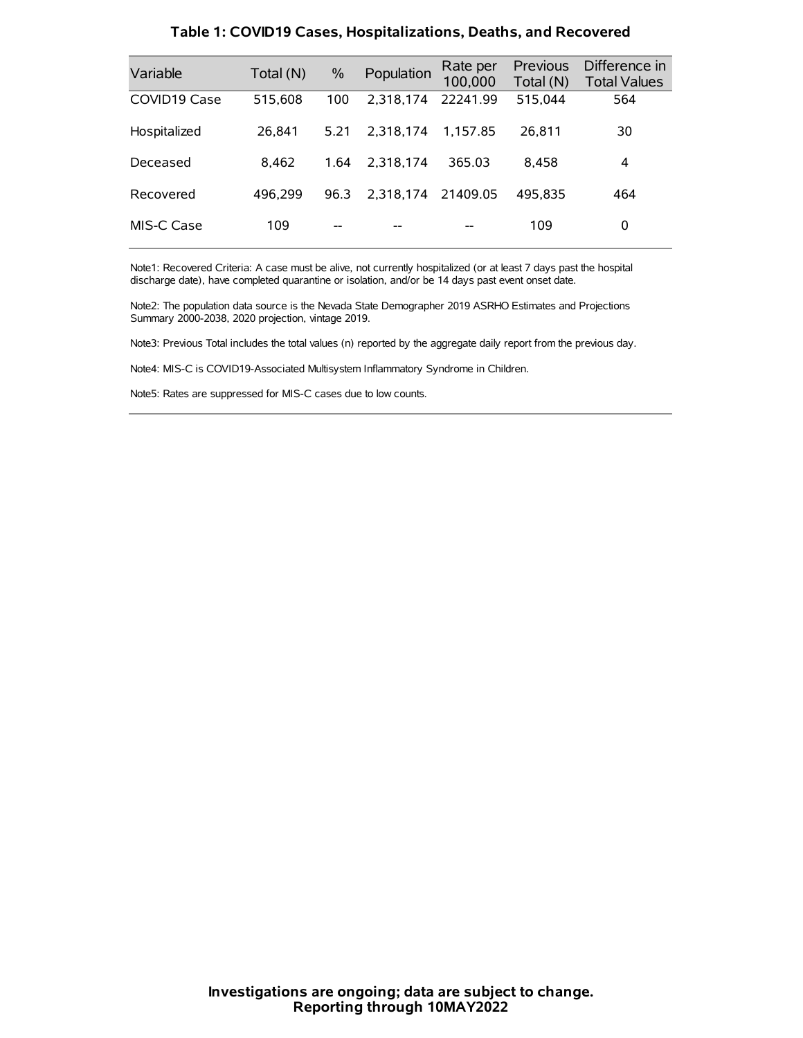## Table 1: COVID19 Cases, Hospitalizations, Deaths, and Recovered

| Variable | Total (N) | % | Population | Rate per 100,000 | Previous Total (N) | Difference in Total Values |
|---|---|---|---|---|---|---|
| COVID19 Case | 515,608 | 100 | 2,318,174 | 22241.99 | 515,044 | 564 |
| Hospitalized | 26,841 | 5.21 | 2,318,174 | 1,157.85 | 26,811 | 30 |
| Deceased | 8,462 | 1.64 | 2,318,174 | 365.03 | 8,458 | 4 |
| Recovered | 496,299 | 96.3 | 2,318,174 | 21409.05 | 495,835 | 464 |
| MIS-C Case | 109 | -- | -- | -- | 109 | 0 |

Note1: Recovered Criteria: A case must be alive, not currently hospitalized (or at least 7 days past the hospital discharge date), have completed quarantine or isolation, and/or be 14 days past event onset date.

Note2: The population data source is the Nevada State Demographer 2019 ASRHO Estimates and Projections Summary 2000-2038, 2020 projection, vintage 2019.

Note3: Previous Total includes the total values (n) reported by the aggregate daily report from the previous day.

Note4: MIS-C is COVID19-Associated Multisystem Inflammatory Syndrome in Children.

Note5: Rates are suppressed for MIS-C cases due to low counts.

**Investigations are ongoing; data are subject to change.**
**Reporting through 10MAY2022**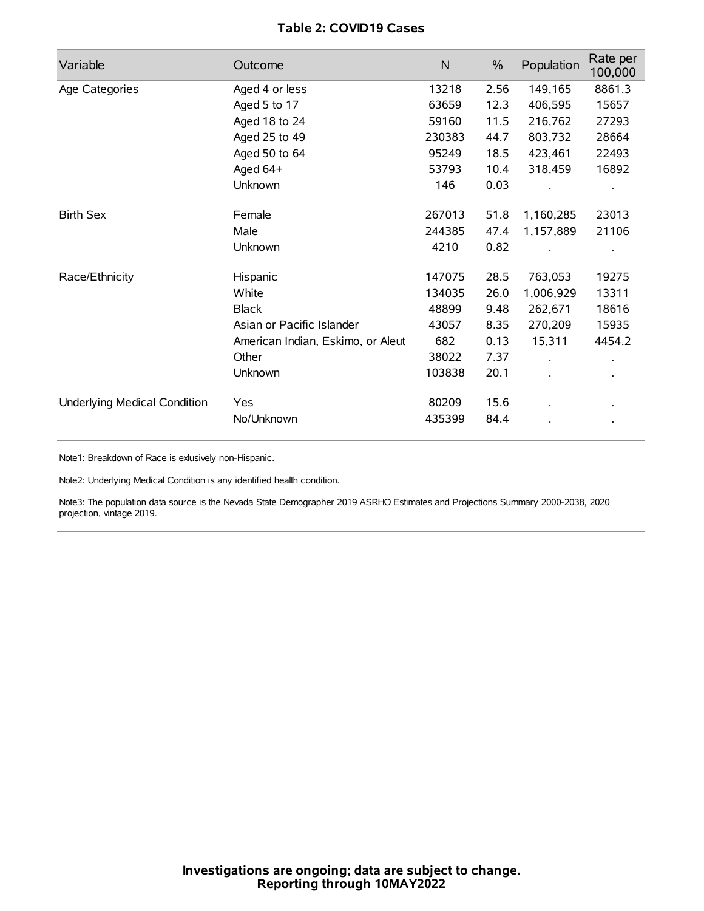**Table 2: COVID19 Cases**

| Variable | Outcome | N | % | Population | Rate per 100,000 |
|---|---|---|---|---|---|
| Age Categories | Aged 4 or less | 13218 | 2.56 | 149,165 | 8861.3 |
| | Aged 5 to 17 | 63659 | 12.3 | 406,595 | 15657 |
| | Aged 18 to 24 | 59160 | 11.5 | 216,762 | 27293 |
| | Aged 25 to 49 | 230383 | 44.7 | 803,732 | 28664 |
| | Aged 50 to 64 | 95249 | 18.5 | 423,461 | 22493 |
| | Aged 64+ | 53793 | 10.4 | 318,459 | 16892 |
| | Unknown | 146 | 0.03 | . | . |
| Birth Sex | Female | 267013 | 51.8 | 1,160,285 | 23013 |
| | Male | 244385 | 47.4 | 1,157,889 | 21106 |
| | Unknown | 4210 | 0.82 | . | . |
| Race/Ethnicity | Hispanic | 147075 | 28.5 | 763,053 | 19275 |
| | White | 134035 | 26.0 | 1,006,929 | 13311 |
| | Black | 48899 | 9.48 | 262,671 | 18616 |
| | Asian or Pacific Islander | 43057 | 8.35 | 270,209 | 15935 |
| | American Indian, Eskimo, or Aleut | 682 | 0.13 | 15,311 | 4454.2 |
| | Other | 38022 | 7.37 | . | . |
| | Unknown | 103838 | 20.1 | . | . |
| Underlying Medical Condition | Yes | 80209 | 15.6 | . | . |
| | No/Unknown | 435399 | 84.4 | . | . |

Note1: Breakdown of Race is exlusively non-Hispanic.

Note2: Underlying Medical Condition is any identified health condition.

Note3: The population data source is the Nevada State Demographer 2019 ASRHO Estimates and Projections Summary 2000-2038, 2020 projection, vintage 2019.

**Investigations are ongoing; data are subject to change.**
**Reporting through 10MAY2022**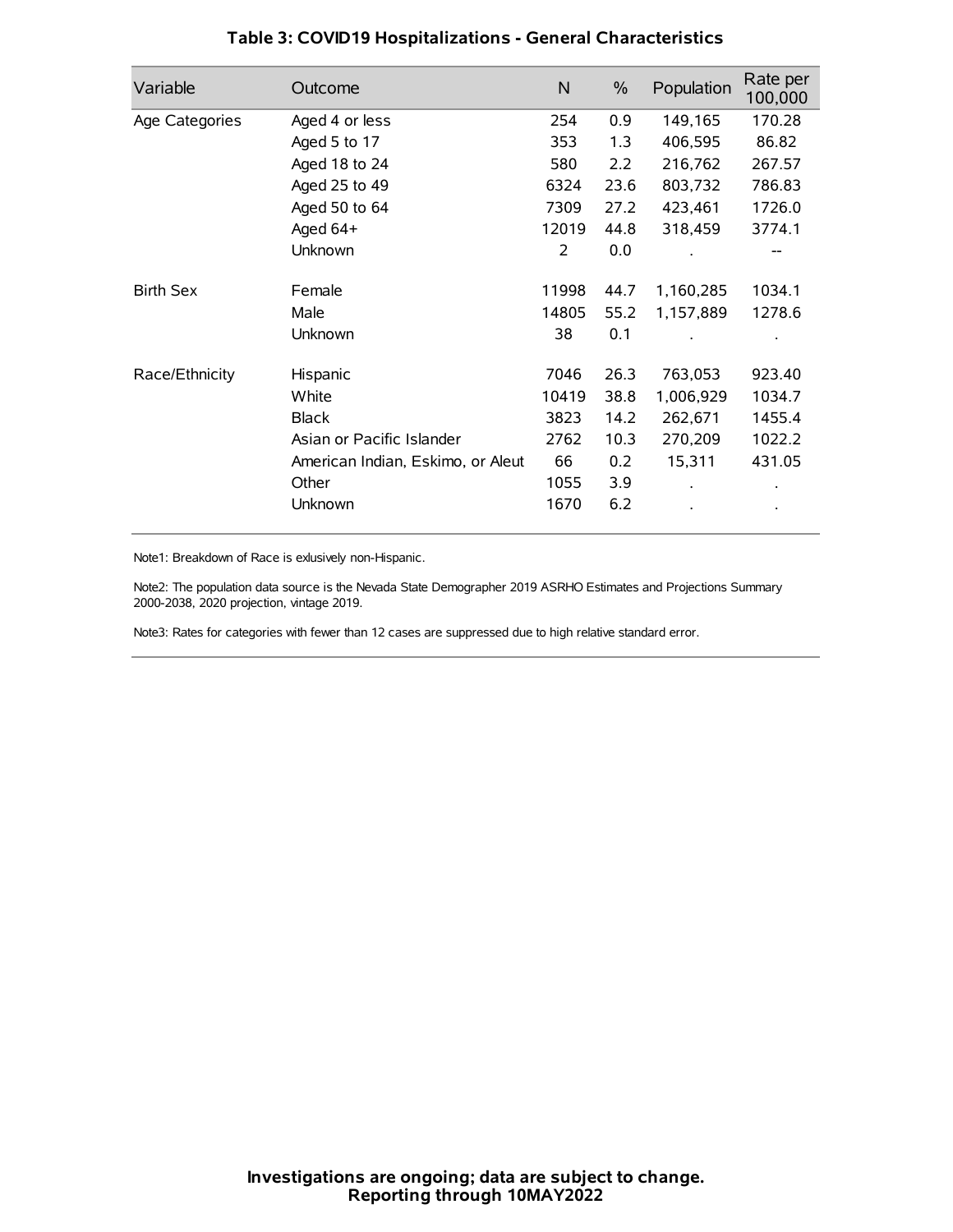### Table 3: COVID19 Hospitalizations - General Characteristics

| Variable | Outcome | N | % | Population | Rate per 100,000 |
|---|---|---|---|---|---|
| Age Categories | Aged 4 or less | 254 | 0.9 | 149,165 | 170.28 |
| | Aged 5 to 17 | 353 | 1.3 | 406,595 | 86.82 |
| | Aged 18 to 24 | 580 | 2.2 | 216,762 | 267.57 |
| | Aged 25 to 49 | 6324 | 23.6 | 803,732 | 786.83 |
| | Aged 50 to 64 | 7309 | 27.2 | 423,461 | 1726.0 |
| | Aged 64+ | 12019 | 44.8 | 318,459 | 3774.1 |
| | Unknown | 2 | 0.0 | . | -- |
| Birth Sex | Female | 11998 | 44.7 | 1,160,285 | 1034.1 |
| | Male | 14805 | 55.2 | 1,157,889 | 1278.6 |
| | Unknown | 38 | 0.1 | . | . |
| Race/Ethnicity | Hispanic | 7046 | 26.3 | 763,053 | 923.40 |
| | White | 10419 | 38.8 | 1,006,929 | 1034.7 |
| | Black | 3823 | 14.2 | 262,671 | 1455.4 |
| | Asian or Pacific Islander | 2762 | 10.3 | 270,209 | 1022.2 |
| | American Indian, Eskimo, or Aleut | 66 | 0.2 | 15,311 | 431.05 |
| | Other | 1055 | 3.9 | . | . |
| | Unknown | 1670 | 6.2 | . | . |

Note1: Breakdown of Race is exlusively non-Hispanic.

Note2: The population data source is the Nevada State Demographer 2019 ASRHO Estimates and Projections Summary 2000-2038, 2020 projection, vintage 2019.

Note3: Rates for categories with fewer than 12 cases are suppressed due to high relative standard error.

**Investigations are ongoing; data are subject to change.**
**Reporting through 10MAY2022**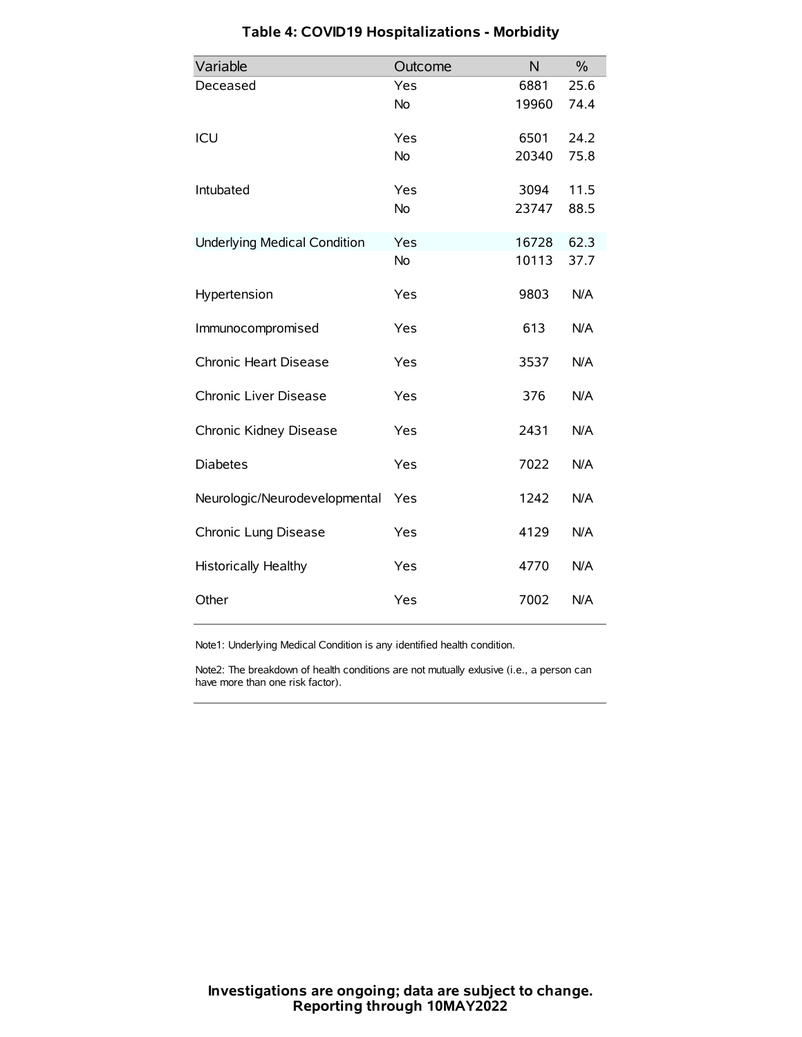# Table 4: COVID19 Hospitalizations - Morbidity

| Variable | Outcome | N | % |
|---|---|---|---|
| Deceased | Yes | 6881 | 25.6 |
| | No | 19960 | 74.4 |
| ICU | Yes | 6501 | 24.2 |
| | No | 20340 | 75.8 |
| Intubated | Yes | 3094 | 11.5 |
| | No | 23747 | 88.5 |
| Underlying Medical Condition | Yes | 16728 | 62.3 |
| | No | 10113 | 37.7 |
| Hypertension | Yes | 9803 | N/A |
| Immunocompromised | Yes | 613 | N/A |
| Chronic Heart Disease | Yes | 3537 | N/A |
| Chronic Liver Disease | Yes | 376 | N/A |
| Chronic Kidney Disease | Yes | 2431 | N/A |
| Diabetes | Yes | 7022 | N/A |
| Neurologic/Neurodevelopmental | Yes | 1242 | N/A |
| Chronic Lung Disease | Yes | 4129 | N/A |
| Historically Healthy | Yes | 4770 | N/A |
| Other | Yes | 7002 | N/A |

Note1: Underlying Medical Condition is any identified health condition.

Note2: The breakdown of health conditions are not mutually exlusive (i.e., a person can have more than one risk factor).

**Investigations are ongoing; data are subject to change.**
**Reporting through 10MAY2022**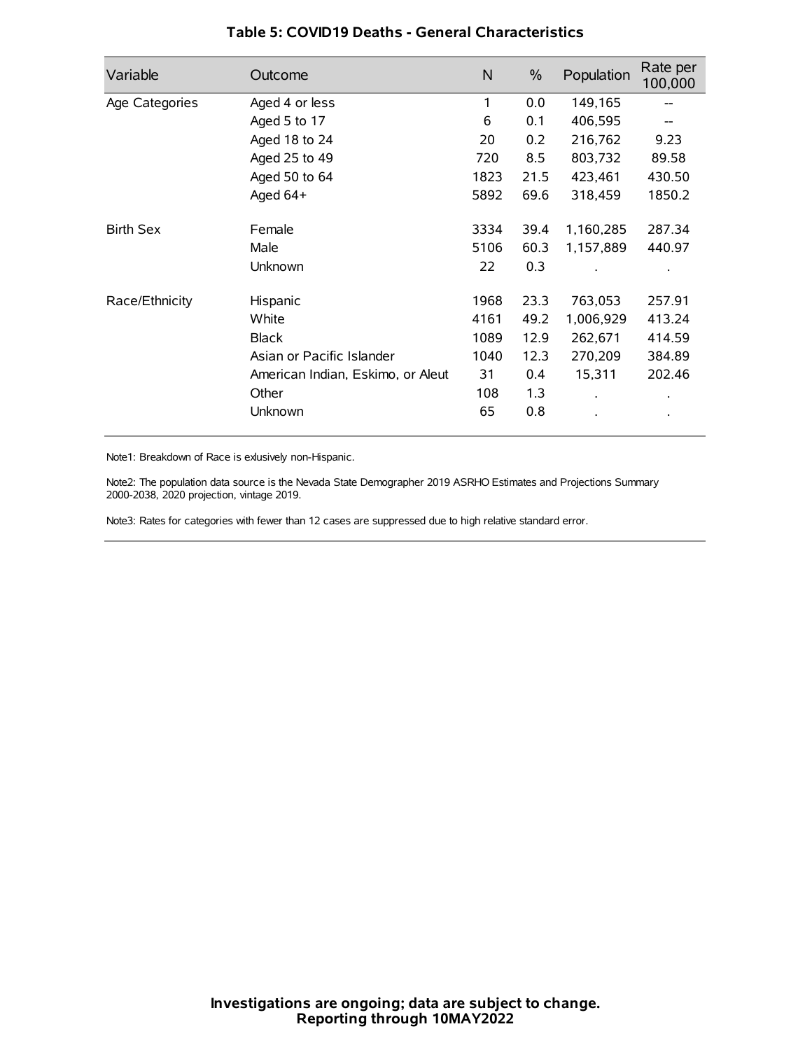# Table 5: COVID19 Deaths - General Characteristics

| Variable | Outcome | N | % | Population | Rate per 100,000 |
|---|---|---|---|---|---|
| Age Categories | Aged 4 or less | 1 | 0.0 | 149,165 | -- |
| | Aged 5 to 17 | 6 | 0.1 | 406,595 | -- |
| | Aged 18 to 24 | 20 | 0.2 | 216,762 | 9.23 |
| | Aged 25 to 49 | 720 | 8.5 | 803,732 | 89.58 |
| | Aged 50 to 64 | 1823 | 21.5 | 423,461 | 430.50 |
| | Aged 64+ | 5892 | 69.6 | 318,459 | 1850.2 |
| Birth Sex | Female | 3334 | 39.4 | 1,160,285 | 287.34 |
| | Male | 5106 | 60.3 | 1,157,889 | 440.97 |
| | Unknown | 22 | 0.3 | . | . |
| Race/Ethnicity | Hispanic | 1968 | 23.3 | 763,053 | 257.91 |
| | White | 4161 | 49.2 | 1,006,929 | 413.24 |
| | Black | 1089 | 12.9 | 262,671 | 414.59 |
| | Asian or Pacific Islander | 1040 | 12.3 | 270,209 | 384.89 |
| | American Indian, Eskimo, or Aleut | 31 | 0.4 | 15,311 | 202.46 |
| | Other | 108 | 1.3 | . | . |
| | Unknown | 65 | 0.8 | . | . |

Note1: Breakdown of Race is exlusively non-Hispanic.

Note2: The population data source is the Nevada State Demographer 2019 ASRHO Estimates and Projections Summary 2000-2038, 2020 projection, vintage 2019.

Note3: Rates for categories with fewer than 12 cases are suppressed due to high relative standard error.

**Investigations are ongoing; data are subject to change.**
**Reporting through 10MAY2022**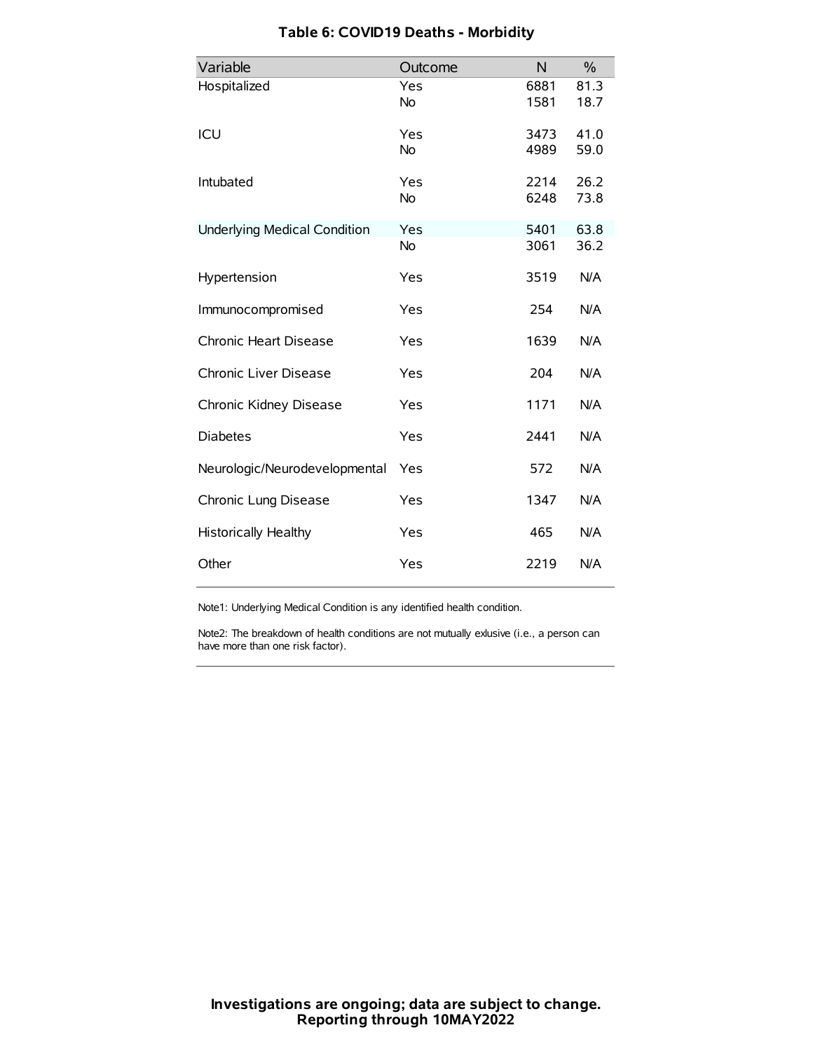## Table 6: COVID19 Deaths - Morbidity

| Variable | Outcome | N | % |
|---|---|---|---|
| Hospitalized | Yes | 6881 | 81.3 |
| | No | 1581 | 18.7 |
| ICU | Yes | 3473 | 41.0 |
| | No | 4989 | 59.0 |
| Intubated | Yes | 2214 | 26.2 |
| | No | 6248 | 73.8 |
| Underlying Medical Condition | Yes | 5401 | 63.8 |
| | No | 3061 | 36.2 |
| Hypertension | Yes | 3519 | N/A |
| Immunocompromised | Yes | 254 | N/A |
| Chronic Heart Disease | Yes | 1639 | N/A |
| Chronic Liver Disease | Yes | 204 | N/A |
| Chronic Kidney Disease | Yes | 1171 | N/A |
| Diabetes | Yes | 2441 | N/A |
| Neurologic/Neurodevelopmental | Yes | 572 | N/A |
| Chronic Lung Disease | Yes | 1347 | N/A |
| Historically Healthy | Yes | 465 | N/A |
| Other | Yes | 2219 | N/A |

Note1: Underlying Medical Condition is any identified health condition.

Note2: The breakdown of health conditions are not mutually exlusive (i.e., a person can have more than one risk factor).

**Investigations are ongoing; data are subject to change.**
**Reporting through 10MAY2022**